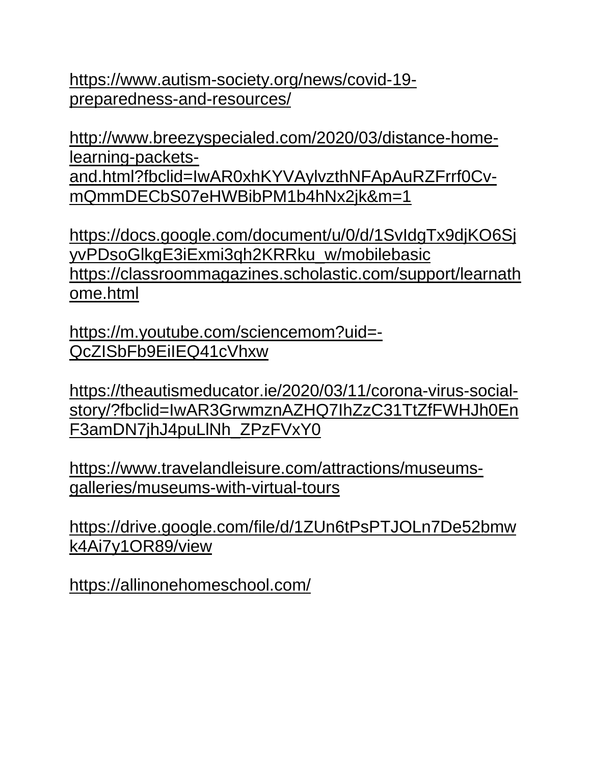https://www.autism-society.org/news/covid-19-preparedness-and-resources/

http://www.breezyspecialed.com/2020/03/distance-home-learning-packets-and.html?fbclid=IwAR0xhKYVAylvzthNFApAuRZFrrf0Cv-mQmmDECbS07eHWBibPM1b4hNx2jk&m=1

https://docs.google.com/document/u/0/d/1SvIdgTx9djKO6SjyvPDsoGlkgE3iExmi3qh2KRRku_w/mobilebasic
https://classroommagazines.scholastic.com/support/learnathome.html

https://m.youtube.com/sciencemom?uid=-QcZISbFb9EiIEQ41cVhxw

https://theautismeducator.ie/2020/03/11/corona-virus-social-story/?fbclid=IwAR3GrwmznAZHQ7IhZzC31TtZfFWHJh0EnF3amDN7jhJ4puLlNh_ZPzFVxY0

https://www.travelandleisure.com/attractions/museums-galleries/museums-with-virtual-tours

https://drive.google.com/file/d/1ZUn6tPsPTJOLn7De52bmwk4Ai7y1OR89/view

https://allinonehomeschool.com/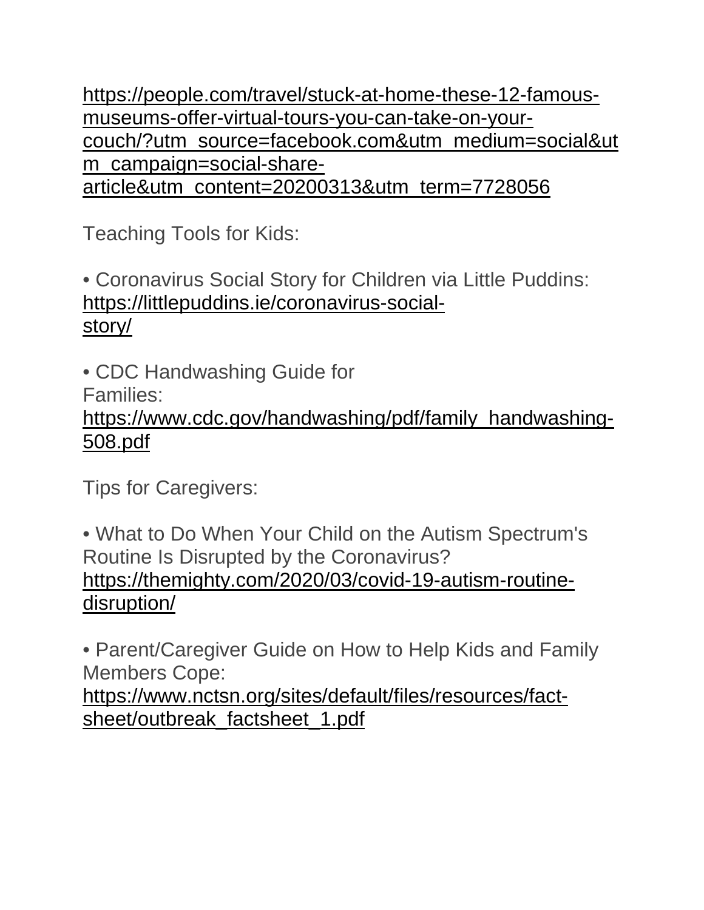https://people.com/travel/stuck-at-home-these-12-famous-museums-offer-virtual-tours-you-can-take-on-your-couch/?utm_source=facebook.com&utm_medium=social&utm_campaign=social-share-article&utm_content=20200313&utm_term=7728056

Teaching Tools for Kids:

- Coronavirus Social Story for Children via Little Puddins: https://littlepuddins.ie/coronavirus-social-story/

- CDC Handwashing Guide for Families: https://www.cdc.gov/handwashing/pdf/family_handwashing-508.pdf

Tips for Caregivers:

- What to Do When Your Child on the Autism Spectrum's Routine Is Disrupted by the Coronavirus? https://themighty.com/2020/03/covid-19-autism-routine-disruption/

- Parent/Caregiver Guide on How to Help Kids and Family Members Cope: https://www.nctsn.org/sites/default/files/resources/fact-sheet/outbreak_factsheet_1.pdf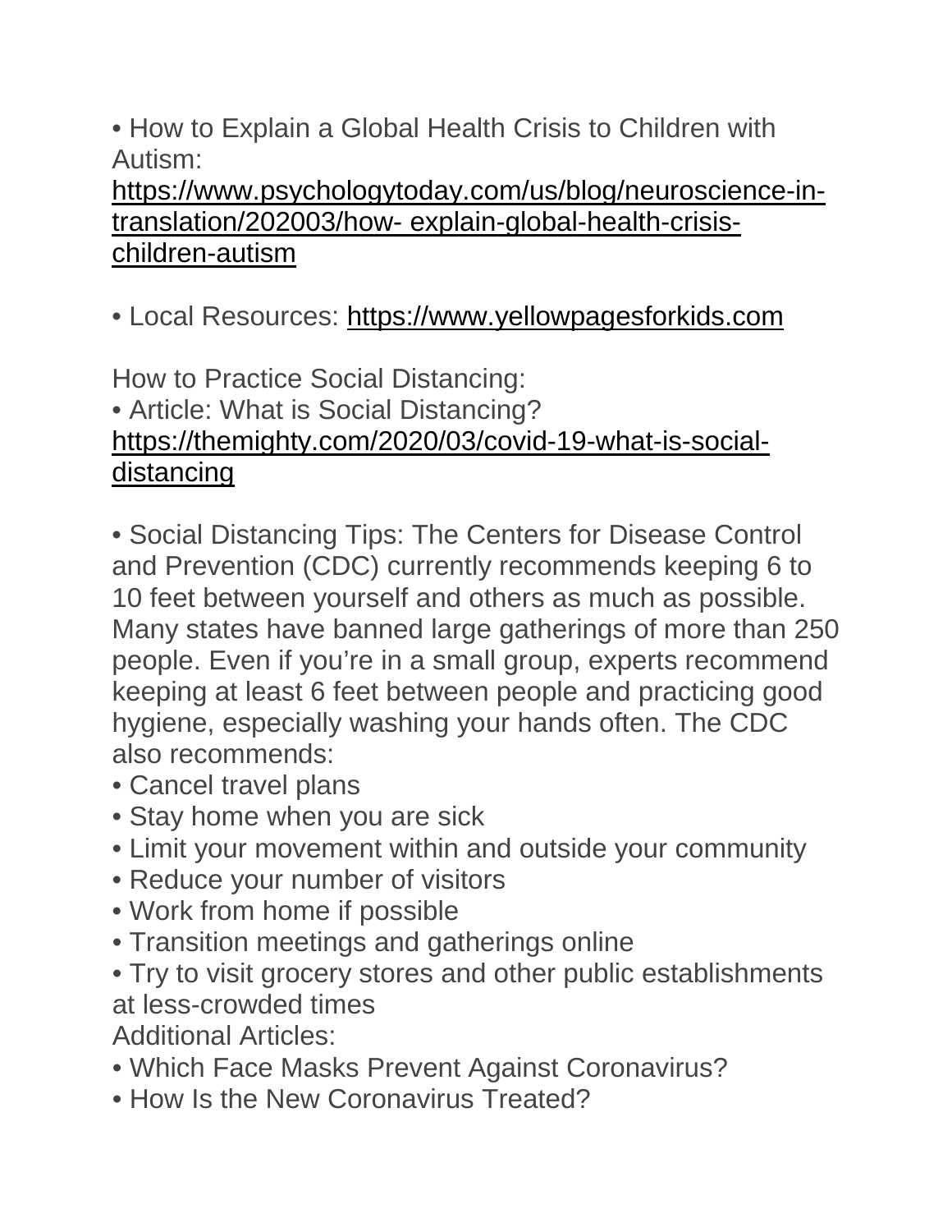• How to Explain a Global Health Crisis to Children with Autism: https://www.psychologytoday.com/us/blog/neuroscience-in-translation/202003/how- explain-global-health-crisis-children-autism

• Local Resources: https://www.yellowpagesforkids.com

How to Practice Social Distancing:

• Article: What is Social Distancing? https://themighty.com/2020/03/covid-19-what-is-social-distancing

• Social Distancing Tips: The Centers for Disease Control and Prevention (CDC) currently recommends keeping 6 to 10 feet between yourself and others as much as possible. Many states have banned large gatherings of more than 250 people. Even if you're in a small group, experts recommend keeping at least 6 feet between people and practicing good hygiene, especially washing your hands often. The CDC also recommends:

- Cancel travel plans
- Stay home when you are sick
- Limit your movement within and outside your community
- Reduce your number of visitors
- Work from home if possible
- Transition meetings and gatherings online
- Try to visit grocery stores and other public establishments at less-crowded times

Additional Articles:

- Which Face Masks Prevent Against Coronavirus?
- How Is the New Coronavirus Treated?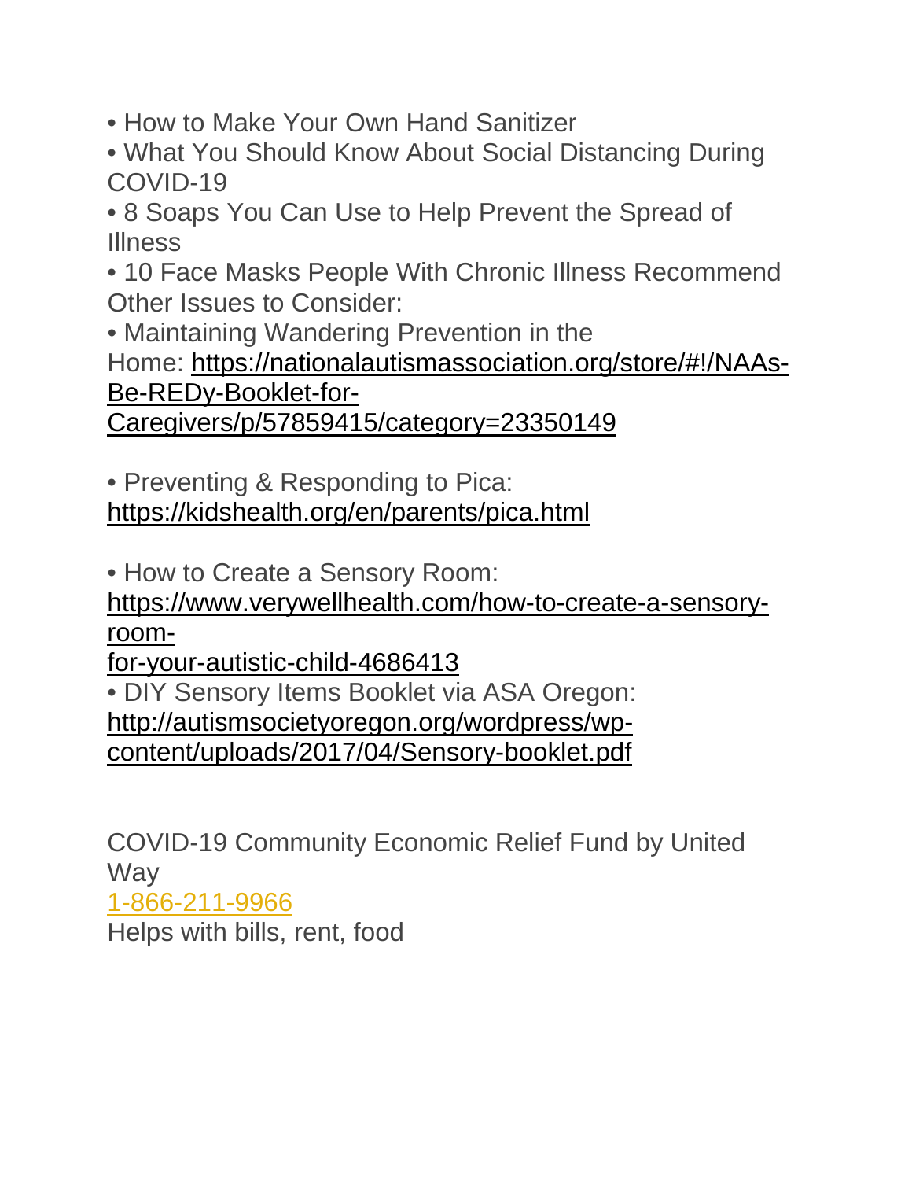- How to Make Your Own Hand Sanitizer
- What You Should Know About Social Distancing During COVID-19
- 8 Soaps You Can Use to Help Prevent the Spread of Illness
- 10 Face Masks People With Chronic Illness Recommend

Other Issues to Consider:

- Maintaining Wandering Prevention in the Home: https://nationalautismassociation.org/store/#!/NAAs-Be-REDy-Booklet-for-Caregivers/p/57859415/category=23350149

- Preventing & Responding to Pica: https://kidshealth.org/en/parents/pica.html

- How to Create a Sensory Room: https://www.verywellhealth.com/how-to-create-a-sensory-room-for-your-autistic-child-4686413
- DIY Sensory Items Booklet via ASA Oregon: http://autismsocietyoregon.org/wordpress/wp-content/uploads/2017/04/Sensory-booklet.pdf

COVID-19 Community Economic Relief Fund by United Way
1-866-211-9966
Helps with bills, rent, food